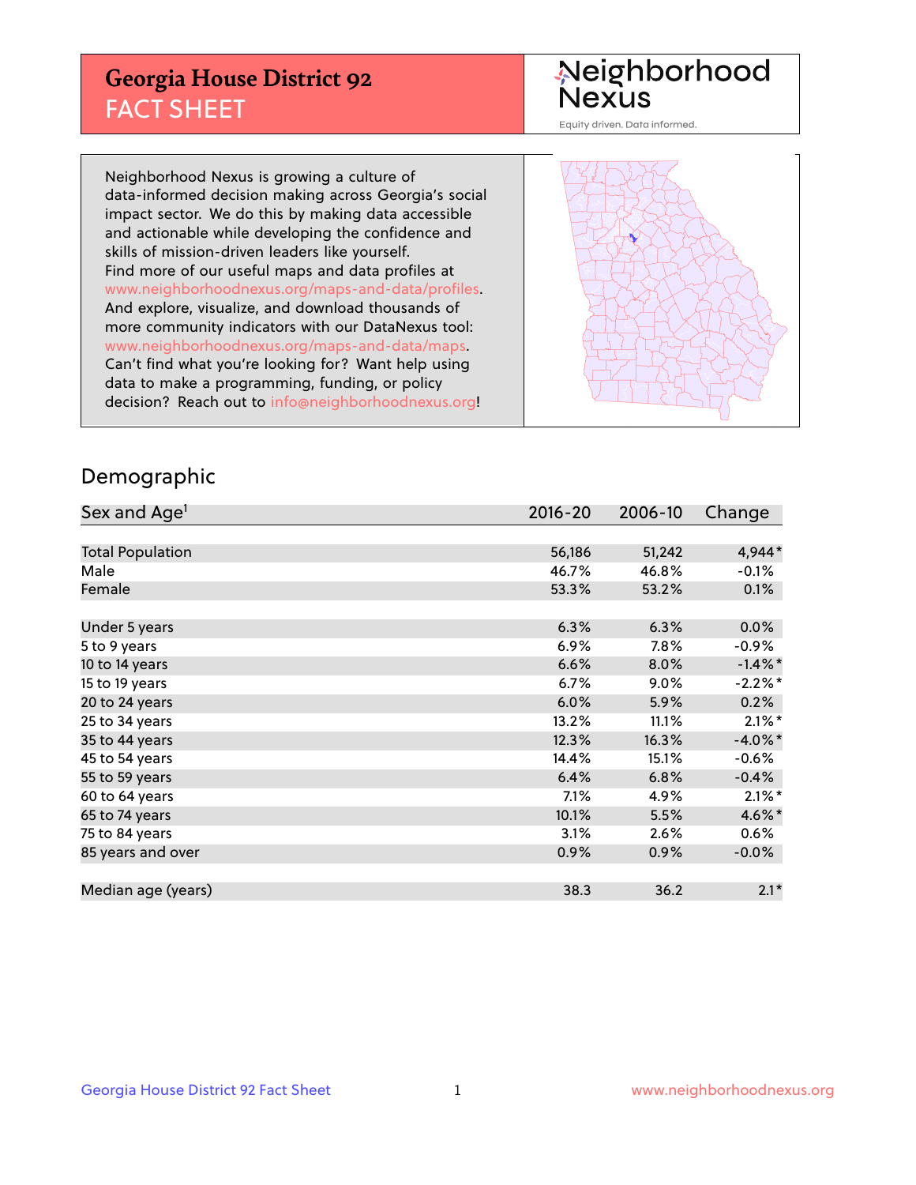# Georgia House District 92
## FACT SHEET

Neighborhood Nexus

Equity driven. Data informed.

Neighborhood Nexus is growing a culture of data-informed decision making across Georgia's social impact sector. We do this by making data accessible and actionable while developing the confidence and skills of mission-driven leaders like yourself. Find more of our useful maps and data profiles at www.neighborhoodnexus.org/maps-and-data/profiles. And explore, visualize, and download thousands of more community indicators with our DataNexus tool: www.neighborhoodnexus.org/maps-and-data/maps. Can't find what you're looking for? Want help using data to make a programming, funding, or policy decision? Reach out to info@neighborhoodnexus.org!

## Demographic

| Sex and Age[1] | 2016-20 | 2006-10 | Change |
|---|---|---|---|
| Total Population | 56,186 | 51,242 | 4,944* |
| Male | 46.7% | 46.8% | -0.1% |
| Female | 53.3% | 53.2% | 0.1% |
| | | | |
| Under 5 years | 6.3% | 6.3% | 0.0% |
| 5 to 9 years | 6.9% | 7.8% | -0.9% |
| 10 to 14 years | 6.6% | 8.0% | -1.4%* |
| 15 to 19 years | 6.7% | 9.0% | -2.2%* |
| 20 to 24 years | 6.0% | 5.9% | 0.2% |
| 25 to 34 years | 13.2% | 11.1% | 2.1%* |
| 35 to 44 years | 12.3% | 16.3% | -4.0%* |
| 45 to 54 years | 14.4% | 15.1% | -0.6% |
| 55 to 59 years | 6.4% | 6.8% | -0.4% |
| 60 to 64 years | 7.1% | 4.9% | 2.1%* |
| 65 to 74 years | 10.1% | 5.5% | 4.6%* |
| 75 to 84 years | 3.1% | 2.6% | 0.6% |
| 85 years and over | 0.9% | 0.9% | -0.0% |
| | | | |
| Median age (years) | 38.3 | 36.2 | 2.1* |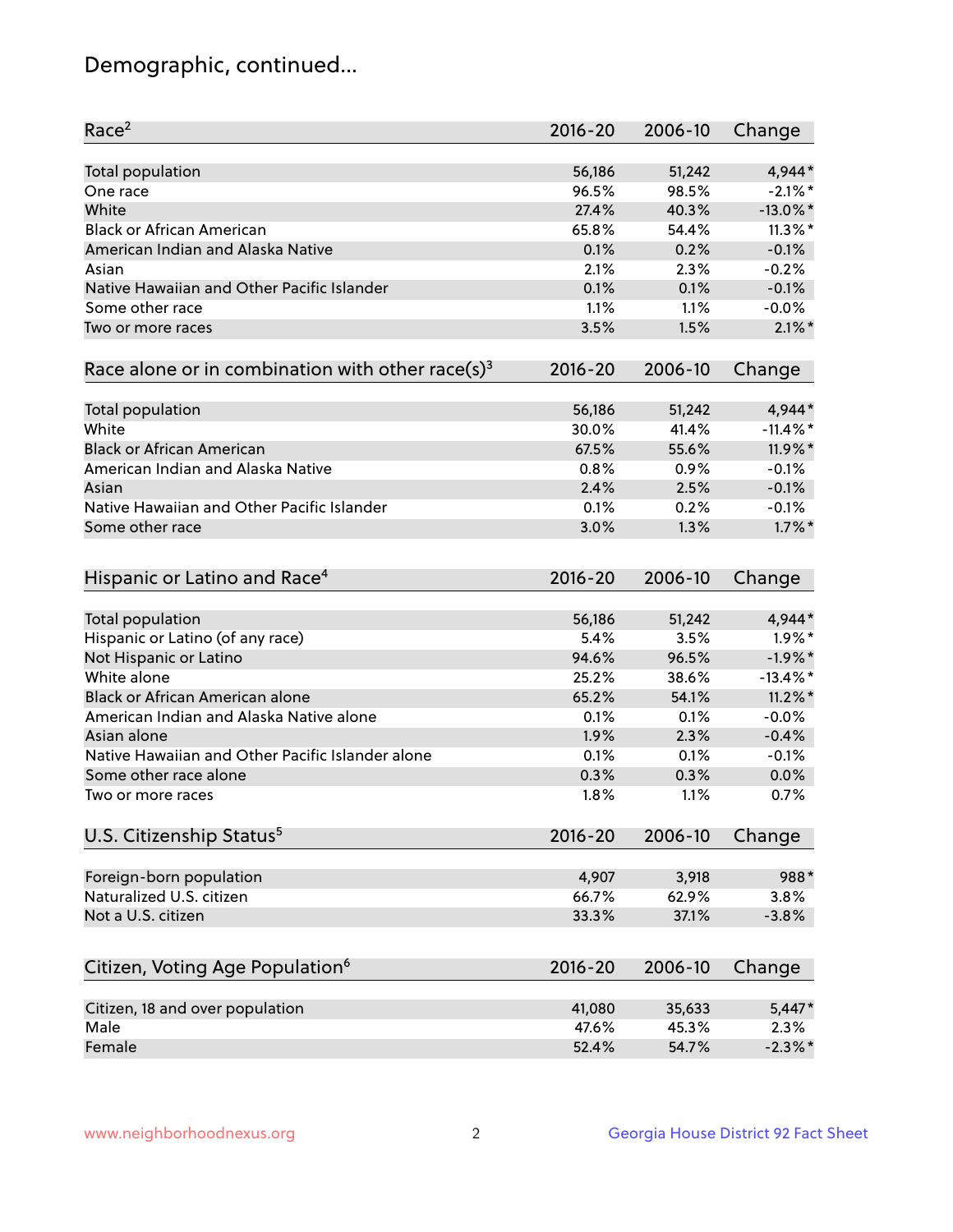# Demographic, continued...

| Race[2] | 2016-20 | 2006-10 | Change |
|---|---|---|---|
| Total population | 56,186 | 51,242 | 4,944* |
| One race | 96.5% | 98.5% | -2.1%* |
| White | 27.4% | 40.3% | -13.0%* |
| Black or African American | 65.8% | 54.4% | 11.3%* |
| American Indian and Alaska Native | 0.1% | 0.2% | -0.1% |
| Asian | 2.1% | 2.3% | -0.2% |
| Native Hawaiian and Other Pacific Islander | 0.1% | 0.1% | -0.1% |
| Some other race | 1.1% | 1.1% | -0.0% |
| Two or more races | 3.5% | 1.5% | 2.1%* |

| Race alone or in combination with other race(s)[3] | 2016-20 | 2006-10 | Change |
|---|---|---|---|
| Total population | 56,186 | 51,242 | 4,944* |
| White | 30.0% | 41.4% | -11.4%* |
| Black or African American | 67.5% | 55.6% | 11.9%* |
| American Indian and Alaska Native | 0.8% | 0.9% | -0.1% |
| Asian | 2.4% | 2.5% | -0.1% |
| Native Hawaiian and Other Pacific Islander | 0.1% | 0.2% | -0.1% |
| Some other race | 3.0% | 1.3% | 1.7%* |

| Hispanic or Latino and Race[4] | 2016-20 | 2006-10 | Change |
|---|---|---|---|
| Total population | 56,186 | 51,242 | 4,944* |
| Hispanic or Latino (of any race) | 5.4% | 3.5% | 1.9%* |
| Not Hispanic or Latino | 94.6% | 96.5% | -1.9%* |
| White alone | 25.2% | 38.6% | -13.4%* |
| Black or African American alone | 65.2% | 54.1% | 11.2%* |
| American Indian and Alaska Native alone | 0.1% | 0.1% | -0.0% |
| Asian alone | 1.9% | 2.3% | -0.4% |
| Native Hawaiian and Other Pacific Islander alone | 0.1% | 0.1% | -0.1% |
| Some other race alone | 0.3% | 0.3% | 0.0% |
| Two or more races | 1.8% | 1.1% | 0.7% |

| U.S. Citizenship Status[5] | 2016-20 | 2006-10 | Change |
|---|---|---|---|
| Foreign-born population | 4,907 | 3,918 | 988* |
| Naturalized U.S. citizen | 66.7% | 62.9% | 3.8% |
| Not a U.S. citizen | 33.3% | 37.1% | -3.8% |

| Citizen, Voting Age Population[6] | 2016-20 | 2006-10 | Change |
|---|---|---|---|
| Citizen, 18 and over population | 41,080 | 35,633 | 5,447* |
| Male | 47.6% | 45.3% | 2.3% |
| Female | 52.4% | 54.7% | -2.3%* |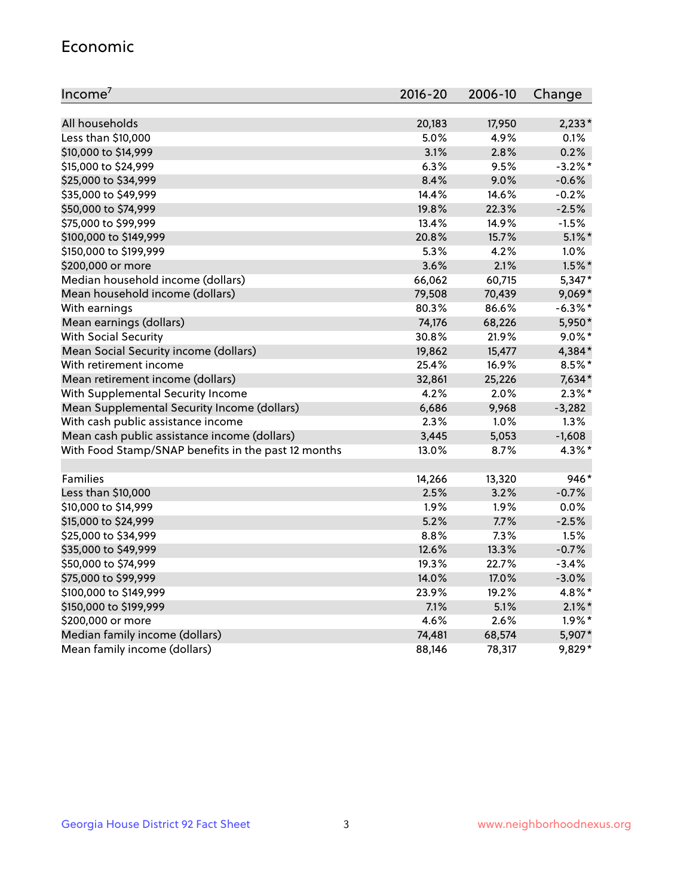## Economic

| Income[7] | 2016-20 | 2006-10 | Change |
|---|---|---|---|
| All households | 20,183 | 17,950 | 2,233* |
| Less than $10,000 | 5.0% | 4.9% | 0.1% |
| $10,000 to $14,999 | 3.1% | 2.8% | 0.2% |
| $15,000 to $24,999 | 6.3% | 9.5% | -3.2%* |
| $25,000 to $34,999 | 8.4% | 9.0% | -0.6% |
| $35,000 to $49,999 | 14.4% | 14.6% | -0.2% |
| $50,000 to $74,999 | 19.8% | 22.3% | -2.5% |
| $75,000 to $99,999 | 13.4% | 14.9% | -1.5% |
| $100,000 to $149,999 | 20.8% | 15.7% | 5.1%* |
| $150,000 to $199,999 | 5.3% | 4.2% | 1.0% |
| $200,000 or more | 3.6% | 2.1% | 1.5%* |
| Median household income (dollars) | 66,062 | 60,715 | 5,347* |
| Mean household income (dollars) | 79,508 | 70,439 | 9,069* |
| With earnings | 80.3% | 86.6% | -6.3%* |
| Mean earnings (dollars) | 74,176 | 68,226 | 5,950* |
| With Social Security | 30.8% | 21.9% | 9.0%* |
| Mean Social Security income (dollars) | 19,862 | 15,477 | 4,384* |
| With retirement income | 25.4% | 16.9% | 8.5%* |
| Mean retirement income (dollars) | 32,861 | 25,226 | 7,634* |
| With Supplemental Security Income | 4.2% | 2.0% | 2.3%* |
| Mean Supplemental Security Income (dollars) | 6,686 | 9,968 | -3,282 |
| With cash public assistance income | 2.3% | 1.0% | 1.3% |
| Mean cash public assistance income (dollars) | 3,445 | 5,053 | -1,608 |
| With Food Stamp/SNAP benefits in the past 12 months | 13.0% | 8.7% | 4.3%* |
| | | | |
| Families | 14,266 | 13,320 | 946* |
| Less than $10,000 | 2.5% | 3.2% | -0.7% |
| $10,000 to $14,999 | 1.9% | 1.9% | 0.0% |
| $15,000 to $24,999 | 5.2% | 7.7% | -2.5% |
| $25,000 to $34,999 | 8.8% | 7.3% | 1.5% |
| $35,000 to $49,999 | 12.6% | 13.3% | -0.7% |
| $50,000 to $74,999 | 19.3% | 22.7% | -3.4% |
| $75,000 to $99,999 | 14.0% | 17.0% | -3.0% |
| $100,000 to $149,999 | 23.9% | 19.2% | 4.8%* |
| $150,000 to $199,999 | 7.1% | 5.1% | 2.1%* |
| $200,000 or more | 4.6% | 2.6% | 1.9%* |
| Median family income (dollars) | 74,481 | 68,574 | 5,907* |
| Mean family income (dollars) | 88,146 | 78,317 | 9,829* |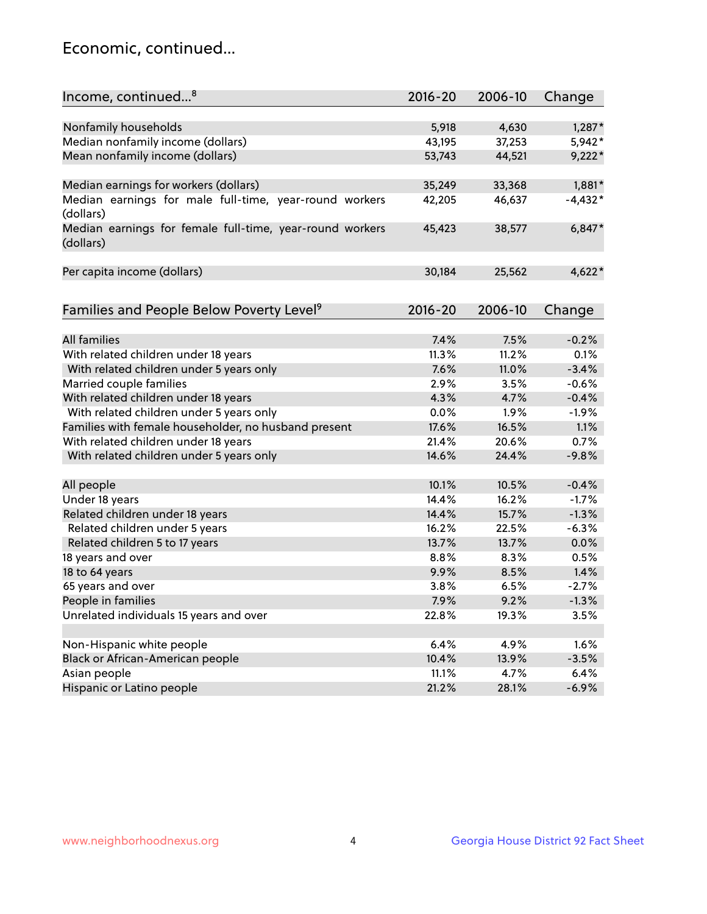## Economic, continued...

| Income, continued...[8] | 2016-20 | 2006-10 | Change |
|---|---|---|---|
| Nonfamily households | 5,918 | 4,630 | 1,287* |
| Median nonfamily income (dollars) | 43,195 | 37,253 | 5,942* |
| Mean nonfamily income (dollars) | 53,743 | 44,521 | 9,222* |
| | | | |
| Median earnings for workers (dollars) | 35,249 | 33,368 | 1,881* |
| Median earnings for male full-time, year-round workers (dollars) | 42,205 | 46,637 | -4,432* |
| Median earnings for female full-time, year-round workers (dollars) | 45,423 | 38,577 | 6,847* |
| | | | |
| Per capita income (dollars) | 30,184 | 25,562 | 4,622* |

| Families and People Below Poverty Level[9] | 2016-20 | 2006-10 | Change |
|---|---|---|---|
| All families | 7.4% | 7.5% | -0.2% |
| With related children under 18 years | 11.3% | 11.2% | 0.1% |
| With related children under 5 years only | 7.6% | 11.0% | -3.4% |
| Married couple families | 2.9% | 3.5% | -0.6% |
| With related children under 18 years | 4.3% | 4.7% | -0.4% |
| With related children under 5 years only | 0.0% | 1.9% | -1.9% |
| Families with female householder, no husband present | 17.6% | 16.5% | 1.1% |
| With related children under 18 years | 21.4% | 20.6% | 0.7% |
| With related children under 5 years only | 14.6% | 24.4% | -9.8% |
| | | | |
| All people | 10.1% | 10.5% | -0.4% |
| Under 18 years | 14.4% | 16.2% | -1.7% |
| Related children under 18 years | 14.4% | 15.7% | -1.3% |
| Related children under 5 years | 16.2% | 22.5% | -6.3% |
| Related children 5 to 17 years | 13.7% | 13.7% | 0.0% |
| 18 years and over | 8.8% | 8.3% | 0.5% |
| 18 to 64 years | 9.9% | 8.5% | 1.4% |
| 65 years and over | 3.8% | 6.5% | -2.7% |
| People in families | 7.9% | 9.2% | -1.3% |
| Unrelated individuals 15 years and over | 22.8% | 19.3% | 3.5% |
| | | | |
| Non-Hispanic white people | 6.4% | 4.9% | 1.6% |
| Black or African-American people | 10.4% | 13.9% | -3.5% |
| Asian people | 11.1% | 4.7% | 6.4% |
| Hispanic or Latino people | 21.2% | 28.1% | -6.9% |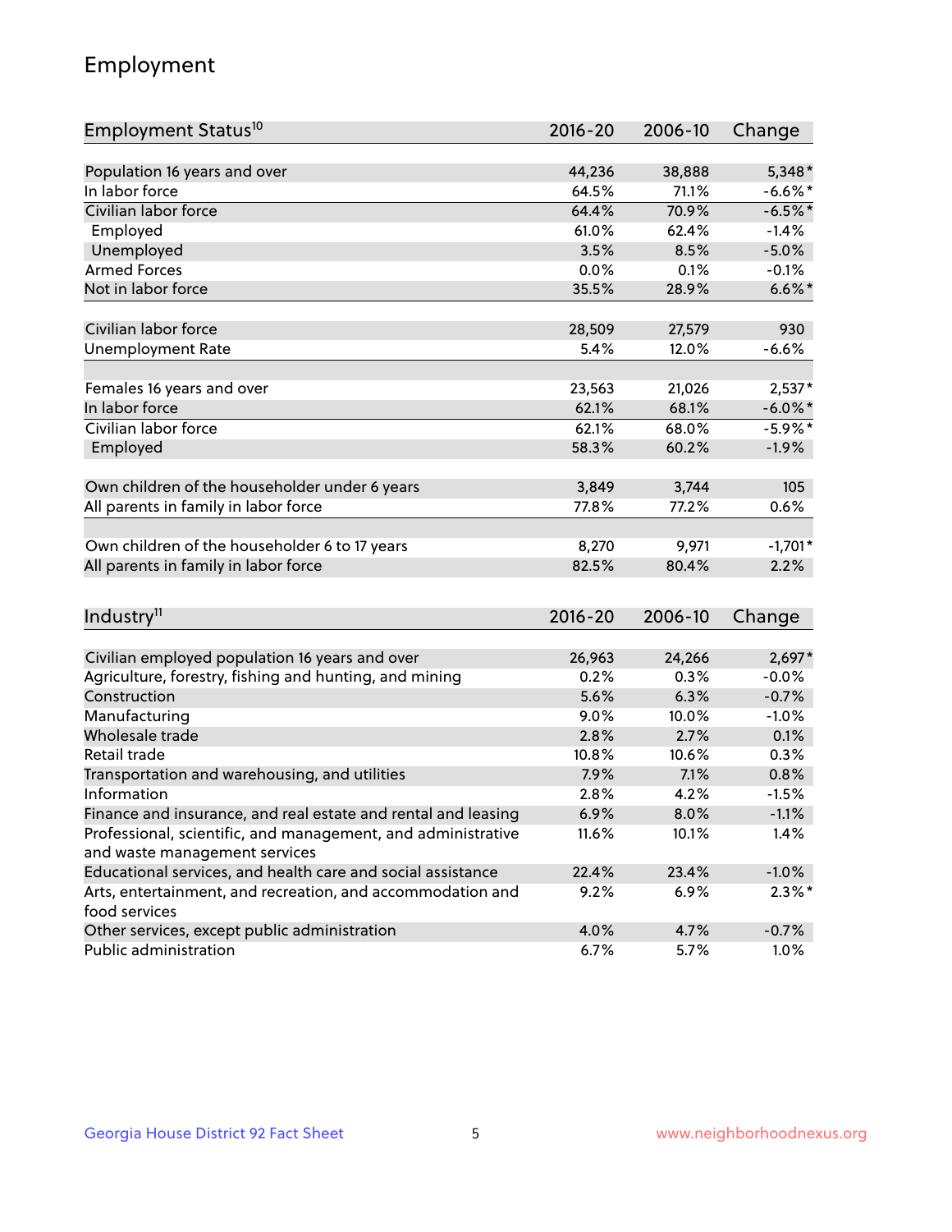## Employment

| Employment Status[10] | 2016-20 | 2006-10 | Change |
|---|---|---|---|
| Population 16 years and over | 44,236 | 38,888 | 5,348* |
| In labor force | 64.5% | 71.1% | -6.6%* |
| Civilian labor force | 64.4% | 70.9% | -6.5%* |
| Employed | 61.0% | 62.4% | -1.4% |
| Unemployed | 3.5% | 8.5% | -5.0% |
| Armed Forces | 0.0% | 0.1% | -0.1% |
| Not in labor force | 35.5% | 28.9% | 6.6%* |
| | | | |
| Civilian labor force | 28,509 | 27,579 | 930 |
| Unemployment Rate | 5.4% | 12.0% | -6.6% |
| | | | |
| Females 16 years and over | 23,563 | 21,026 | 2,537* |
| In labor force | 62.1% | 68.1% | -6.0%* |
| Civilian labor force | 62.1% | 68.0% | -5.9%* |
| Employed | 58.3% | 60.2% | -1.9% |
| | | | |
| Own children of the householder under 6 years | 3,849 | 3,744 | 105 |
| All parents in family in labor force | 77.8% | 77.2% | 0.6% |
| | | | |
| Own children of the householder 6 to 17 years | 8,270 | 9,971 | -1,701* |
| All parents in family in labor force | 82.5% | 80.4% | 2.2% |

| Industry[11] | 2016-20 | 2006-10 | Change |
|---|---|---|---|
| Civilian employed population 16 years and over | 26,963 | 24,266 | 2,697* |
| Agriculture, forestry, fishing and hunting, and mining | 0.2% | 0.3% | -0.0% |
| Construction | 5.6% | 6.3% | -0.7% |
| Manufacturing | 9.0% | 10.0% | -1.0% |
| Wholesale trade | 2.8% | 2.7% | 0.1% |
| Retail trade | 10.8% | 10.6% | 0.3% |
| Transportation and warehousing, and utilities | 7.9% | 7.1% | 0.8% |
| Information | 2.8% | 4.2% | -1.5% |
| Finance and insurance, and real estate and rental and leasing | 6.9% | 8.0% | -1.1% |
| Professional, scientific, and management, and administrative and waste management services | 11.6% | 10.1% | 1.4% |
| Educational services, and health care and social assistance | 22.4% | 23.4% | -1.0% |
| Arts, entertainment, and recreation, and accommodation and food services | 9.2% | 6.9% | 2.3%* |
| Other services, except public administration | 4.0% | 4.7% | -0.7% |
| Public administration | 6.7% | 5.7% | 1.0% |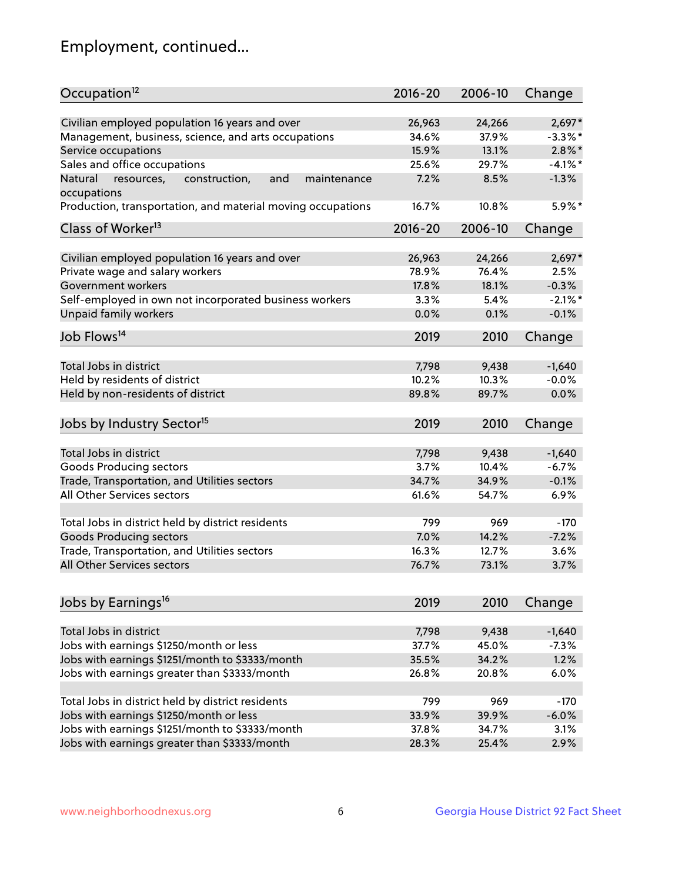## Employment, continued...

| Occupation[12] | 2016-20 | 2006-10 | Change |
|---|---|---|---|
| Civilian employed population 16 years and over | 26,963 | 24,266 | 2,697* |
| Management, business, science, and arts occupations | 34.6% | 37.9% | -3.3%* |
| Service occupations | 15.9% | 13.1% | 2.8%* |
| Sales and office occupations | 25.6% | 29.7% | -4.1%* |
| Natural resources, construction, and maintenance occupations | 7.2% | 8.5% | -1.3% |
| Production, transportation, and material moving occupations | 16.7% | 10.8% | 5.9%* |

| Class of Worker[13] | 2016-20 | 2006-10 | Change |
|---|---|---|---|
| Civilian employed population 16 years and over | 26,963 | 24,266 | 2,697* |
| Private wage and salary workers | 78.9% | 76.4% | 2.5% |
| Government workers | 17.8% | 18.1% | -0.3% |
| Self-employed in own not incorporated business workers | 3.3% | 5.4% | -2.1%* |
| Unpaid family workers | 0.0% | 0.1% | -0.1% |

| Job Flows[14] | 2019 | 2010 | Change |
|---|---|---|---|
| Total Jobs in district | 7,798 | 9,438 | -1,640 |
| Held by residents of district | 10.2% | 10.3% | -0.0% |
| Held by non-residents of district | 89.8% | 89.7% | 0.0% |

| Jobs by Industry Sector[15] | 2019 | 2010 | Change |
|---|---|---|---|
| Total Jobs in district | 7,798 | 9,438 | -1,640 |
| Goods Producing sectors | 3.7% | 10.4% | -6.7% |
| Trade, Transportation, and Utilities sectors | 34.7% | 34.9% | -0.1% |
| All Other Services sectors | 61.6% | 54.7% | 6.9% |
| | | | |
| Total Jobs in district held by district residents | 799 | 969 | -170 |
| Goods Producing sectors | 7.0% | 14.2% | -7.2% |
| Trade, Transportation, and Utilities sectors | 16.3% | 12.7% | 3.6% |
| All Other Services sectors | 76.7% | 73.1% | 3.7% |

| Jobs by Earnings[16] | 2019 | 2010 | Change |
|---|---|---|---|
| Total Jobs in district | 7,798 | 9,438 | -1,640 |
| Jobs with earnings $1250/month or less | 37.7% | 45.0% | -7.3% |
| Jobs with earnings $1251/month to $3333/month | 35.5% | 34.2% | 1.2% |
| Jobs with earnings greater than $3333/month | 26.8% | 20.8% | 6.0% |
| | | | |
| Total Jobs in district held by district residents | 799 | 969 | -170 |
| Jobs with earnings $1250/month or less | 33.9% | 39.9% | -6.0% |
| Jobs with earnings $1251/month to $3333/month | 37.8% | 34.7% | 3.1% |
| Jobs with earnings greater than $3333/month | 28.3% | 25.4% | 2.9% |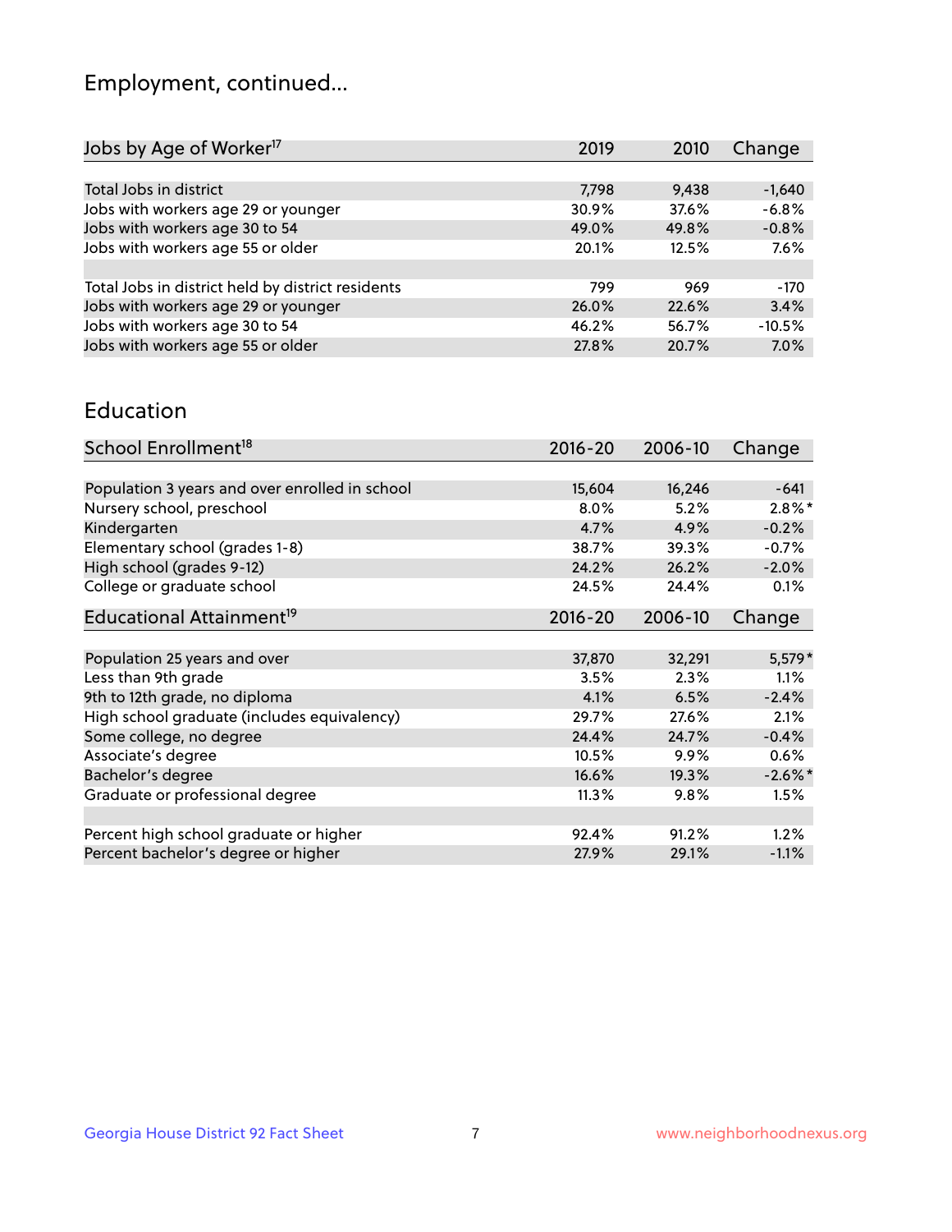# Employment, continued...

| Jobs by Age of Worker[17] | 2019 | 2010 | Change |
|---|---|---|---|
| Total Jobs in district | 7,798 | 9,438 | -1,640 |
| Jobs with workers age 29 or younger | 30.9% | 37.6% | -6.8% |
| Jobs with workers age 30 to 54 | 49.0% | 49.8% | -0.8% |
| Jobs with workers age 55 or older | 20.1% | 12.5% | 7.6% |
| | | | |
| Total Jobs in district held by district residents | 799 | 969 | -170 |
| Jobs with workers age 29 or younger | 26.0% | 22.6% | 3.4% |
| Jobs with workers age 30 to 54 | 46.2% | 56.7% | -10.5% |
| Jobs with workers age 55 or older | 27.8% | 20.7% | 7.0% |

## Education

| School Enrollment[18] | 2016-20 | 2006-10 | Change |
|---|---|---|---|
| Population 3 years and over enrolled in school | 15,604 | 16,246 | -641 |
| Nursery school, preschool | 8.0% | 5.2% | 2.8%* |
| Kindergarten | 4.7% | 4.9% | -0.2% |
| Elementary school (grades 1-8) | 38.7% | 39.3% | -0.7% |
| High school (grades 9-12) | 24.2% | 26.2% | -2.0% |
| College or graduate school | 24.5% | 24.4% | 0.1% |

| Educational Attainment[19] | 2016-20 | 2006-10 | Change |
|---|---|---|---|
| Population 25 years and over | 37,870 | 32,291 | 5,579* |
| Less than 9th grade | 3.5% | 2.3% | 1.1% |
| 9th to 12th grade, no diploma | 4.1% | 6.5% | -2.4% |
| High school graduate (includes equivalency) | 29.7% | 27.6% | 2.1% |
| Some college, no degree | 24.4% | 24.7% | -0.4% |
| Associate's degree | 10.5% | 9.9% | 0.6% |
| Bachelor's degree | 16.6% | 19.3% | -2.6%* |
| Graduate or professional degree | 11.3% | 9.8% | 1.5% |
| | | | |
| Percent high school graduate or higher | 92.4% | 91.2% | 1.2% |
| Percent bachelor's degree or higher | 27.9% | 29.1% | -1.1% |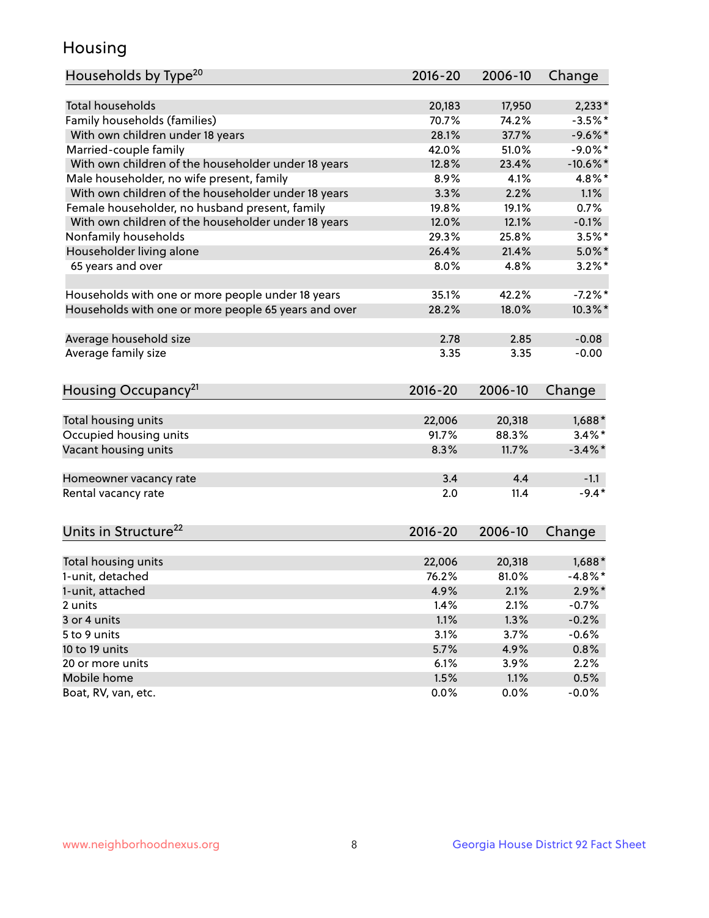# Housing

| Households by Type[20] | 2016-20 | 2006-10 | Change |
|---|---|---|---|
| Total households | 20,183 | 17,950 | 2,233* |
| Family households (families) | 70.7% | 74.2% | -3.5%* |
| With own children under 18 years | 28.1% | 37.7% | -9.6%* |
| Married-couple family | 42.0% | 51.0% | -9.0%* |
| With own children of the householder under 18 years | 12.8% | 23.4% | -10.6%* |
| Male householder, no wife present, family | 8.9% | 4.1% | 4.8%* |
| With own children of the householder under 18 years | 3.3% | 2.2% | 1.1% |
| Female householder, no husband present, family | 19.8% | 19.1% | 0.7% |
| With own children of the householder under 18 years | 12.0% | 12.1% | -0.1% |
| Nonfamily households | 29.3% | 25.8% | 3.5%* |
| Householder living alone | 26.4% | 21.4% | 5.0%* |
| 65 years and over | 8.0% | 4.8% | 3.2%* |
| | | | |
| Households with one or more people under 18 years | 35.1% | 42.2% | -7.2%* |
| Households with one or more people 65 years and over | 28.2% | 18.0% | 10.3%* |
| | | | |
| Average household size | 2.78 | 2.85 | -0.08 |
| Average family size | 3.35 | 3.35 | -0.00 |

| Housing Occupancy[21] | 2016-20 | 2006-10 | Change |
|---|---|---|---|
| Total housing units | 22,006 | 20,318 | 1,688* |
| Occupied housing units | 91.7% | 88.3% | 3.4%* |
| Vacant housing units | 8.3% | 11.7% | -3.4%* |
| | | | |
| Homeowner vacancy rate | 3.4 | 4.4 | -1.1 |
| Rental vacancy rate | 2.0 | 11.4 | -9.4* |

| Units in Structure[22] | 2016-20 | 2006-10 | Change |
|---|---|---|---|
| Total housing units | 22,006 | 20,318 | 1,688* |
| 1-unit, detached | 76.2% | 81.0% | -4.8%* |
| 1-unit, attached | 4.9% | 2.1% | 2.9%* |
| 2 units | 1.4% | 2.1% | -0.7% |
| 3 or 4 units | 1.1% | 1.3% | -0.2% |
| 5 to 9 units | 3.1% | 3.7% | -0.6% |
| 10 to 19 units | 5.7% | 4.9% | 0.8% |
| 20 or more units | 6.1% | 3.9% | 2.2% |
| Mobile home | 1.5% | 1.1% | 0.5% |
| Boat, RV, van, etc. | 0.0% | 0.0% | -0.0% |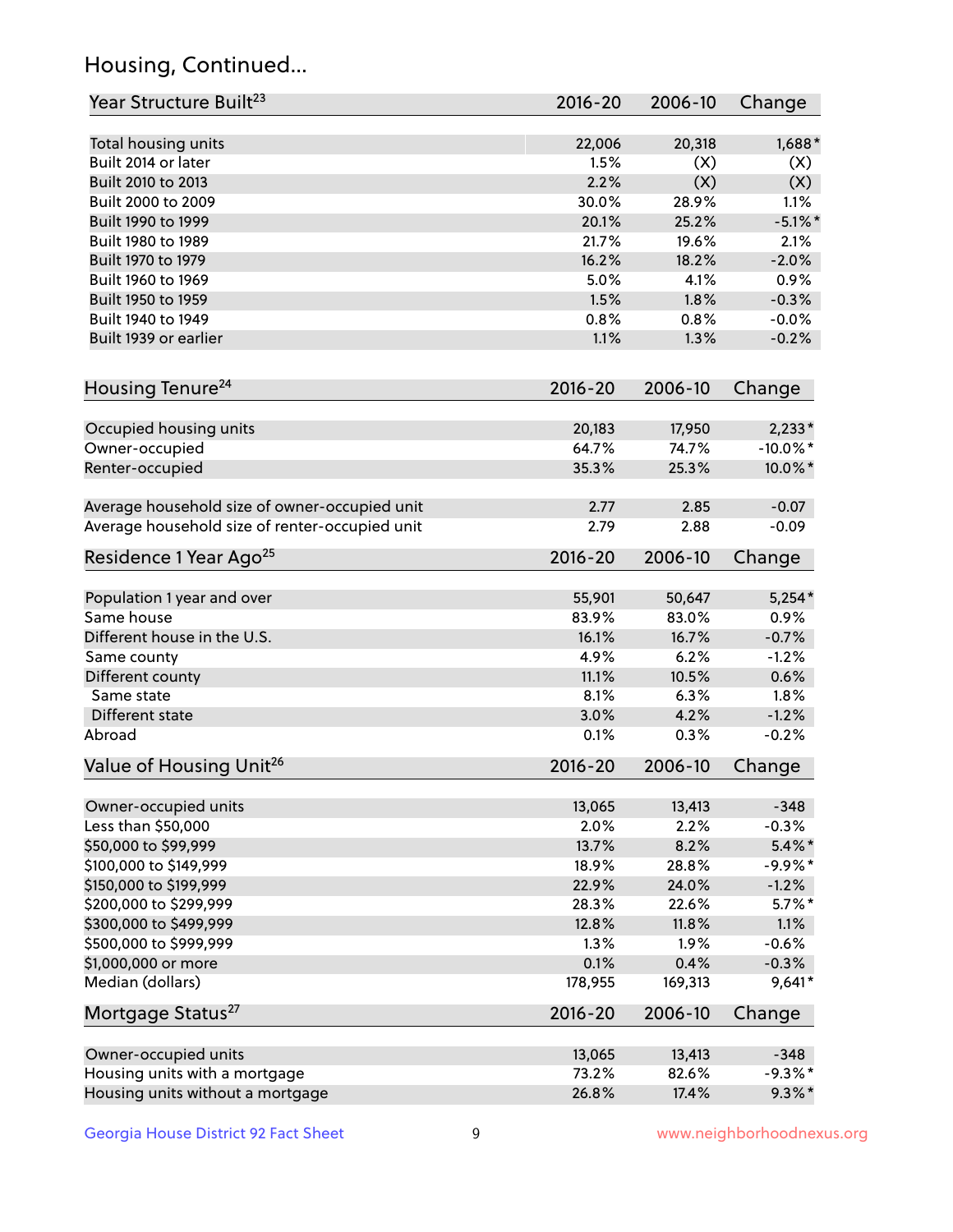## Housing, Continued...

| Year Structure Built[23] | 2016-20 | 2006-10 | Change |
|---|---|---|---|
| Total housing units | 22,006 | 20,318 | 1,688* |
| Built 2014 or later | 1.5% | (X) | (X) |
| Built 2010 to 2013 | 2.2% | (X) | (X) |
| Built 2000 to 2009 | 30.0% | 28.9% | 1.1% |
| Built 1990 to 1999 | 20.1% | 25.2% | -5.1%* |
| Built 1980 to 1989 | 21.7% | 19.6% | 2.1% |
| Built 1970 to 1979 | 16.2% | 18.2% | -2.0% |
| Built 1960 to 1969 | 5.0% | 4.1% | 0.9% |
| Built 1950 to 1959 | 1.5% | 1.8% | -0.3% |
| Built 1940 to 1949 | 0.8% | 0.8% | -0.0% |
| Built 1939 or earlier | 1.1% | 1.3% | -0.2% |

| Housing Tenure[24] | 2016-20 | 2006-10 | Change |
|---|---|---|---|
| Occupied housing units | 20,183 | 17,950 | 2,233* |
| Owner-occupied | 64.7% | 74.7% | -10.0%* |
| Renter-occupied | 35.3% | 25.3% | 10.0%* |
| Average household size of owner-occupied unit | 2.77 | 2.85 | -0.07 |
| Average household size of renter-occupied unit | 2.79 | 2.88 | -0.09 |

| Residence 1 Year Ago[25] | 2016-20 | 2006-10 | Change |
|---|---|---|---|
| Population 1 year and over | 55,901 | 50,647 | 5,254* |
| Same house | 83.9% | 83.0% | 0.9% |
| Different house in the U.S. | 16.1% | 16.7% | -0.7% |
| Same county | 4.9% | 6.2% | -1.2% |
| Different county | 11.1% | 10.5% | 0.6% |
| Same state | 8.1% | 6.3% | 1.8% |
| Different state | 3.0% | 4.2% | -1.2% |
| Abroad | 0.1% | 0.3% | -0.2% |

| Value of Housing Unit[26] | 2016-20 | 2006-10 | Change |
|---|---|---|---|
| Owner-occupied units | 13,065 | 13,413 | -348 |
| Less than $50,000 | 2.0% | 2.2% | -0.3% |
| $50,000 to $99,999 | 13.7% | 8.2% | 5.4%* |
| $100,000 to $149,999 | 18.9% | 28.8% | -9.9%* |
| $150,000 to $199,999 | 22.9% | 24.0% | -1.2% |
| $200,000 to $299,999 | 28.3% | 22.6% | 5.7%* |
| $300,000 to $499,999 | 12.8% | 11.8% | 1.1% |
| $500,000 to $999,999 | 1.3% | 1.9% | -0.6% |
| $1,000,000 or more | 0.1% | 0.4% | -0.3% |
| Median (dollars) | 178,955 | 169,313 | 9,641* |

| Mortgage Status[27] | 2016-20 | 2006-10 | Change |
|---|---|---|---|
| Owner-occupied units | 13,065 | 13,413 | -348 |
| Housing units with a mortgage | 73.2% | 82.6% | -9.3%* |
| Housing units without a mortgage | 26.8% | 17.4% | 9.3%* |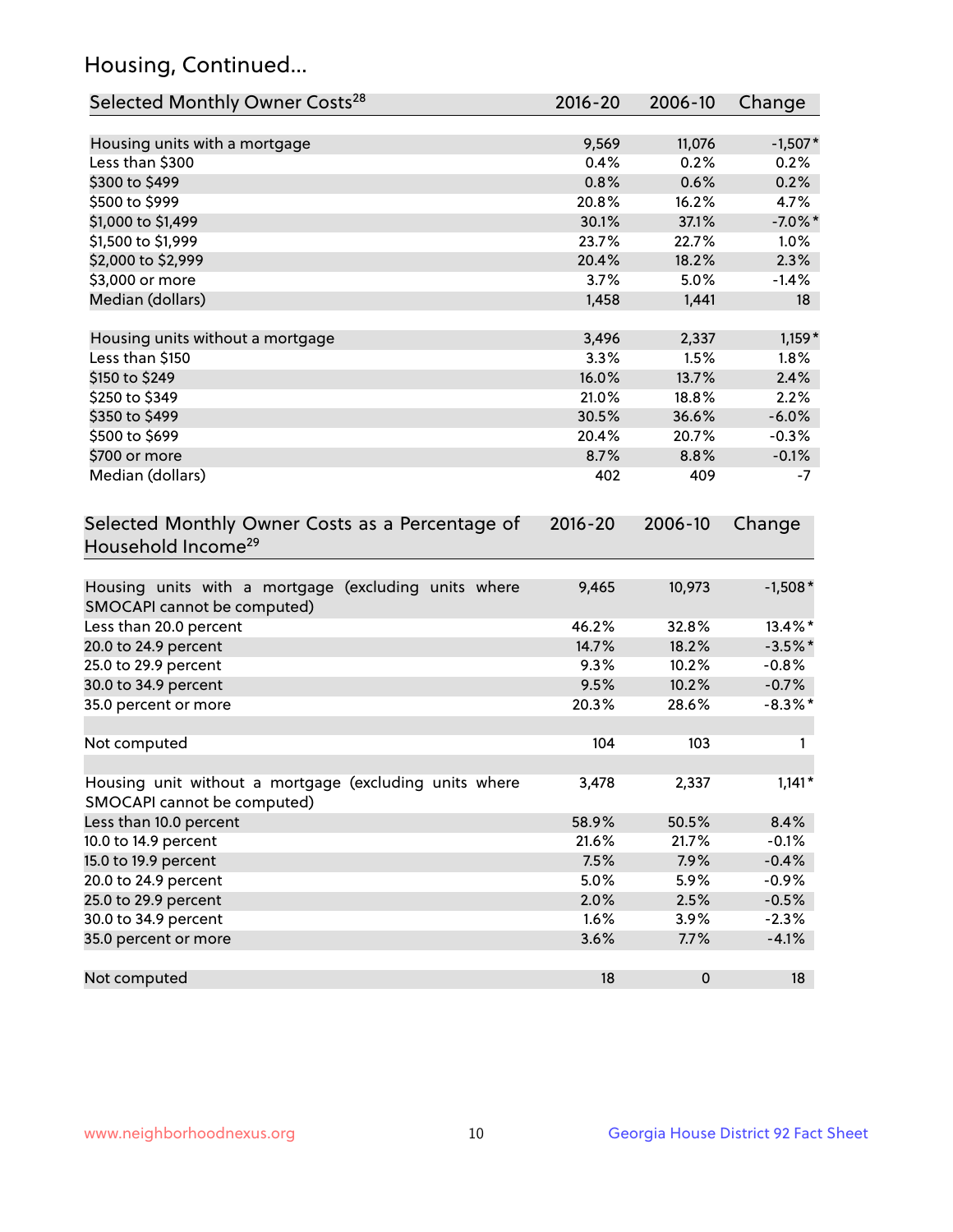## Housing, Continued...

| Selected Monthly Owner Costs[28] | 2016-20 | 2006-10 | Change |
|---|---|---|---|
| Housing units with a mortgage | 9,569 | 11,076 | -1,507* |
| Less than $300 | 0.4% | 0.2% | 0.2% |
| $300 to $499 | 0.8% | 0.6% | 0.2% |
| $500 to $999 | 20.8% | 16.2% | 4.7% |
| $1,000 to $1,499 | 30.1% | 37.1% | -7.0%* |
| $1,500 to $1,999 | 23.7% | 22.7% | 1.0% |
| $2,000 to $2,999 | 20.4% | 18.2% | 2.3% |
| $3,000 or more | 3.7% | 5.0% | -1.4% |
| Median (dollars) | 1,458 | 1,441 | 18 |
| | | | |
| Housing units without a mortgage | 3,496 | 2,337 | 1,159* |
| Less than $150 | 3.3% | 1.5% | 1.8% |
| $150 to $249 | 16.0% | 13.7% | 2.4% |
| $250 to $349 | 21.0% | 18.8% | 2.2% |
| $350 to $499 | 30.5% | 36.6% | -6.0% |
| $500 to $699 | 20.4% | 20.7% | -0.3% |
| $700 or more | 8.7% | 8.8% | -0.1% |
| Median (dollars) | 402 | 409 | -7 |

| Selected Monthly Owner Costs as a Percentage of Household Income[29] | 2016-20 | 2006-10 | Change |
|---|---|---|---|
| Housing units with a mortgage (excluding units where SMOCAPI cannot be computed) | 9,465 | 10,973 | -1,508* |
| Less than 20.0 percent | 46.2% | 32.8% | 13.4%* |
| 20.0 to 24.9 percent | 14.7% | 18.2% | -3.5%* |
| 25.0 to 29.9 percent | 9.3% | 10.2% | -0.8% |
| 30.0 to 34.9 percent | 9.5% | 10.2% | -0.7% |
| 35.0 percent or more | 20.3% | 28.6% | -8.3%* |
| | | | |
| Not computed | 104 | 103 | 1 |
| | | | |
| Housing unit without a mortgage (excluding units where SMOCAPI cannot be computed) | 3,478 | 2,337 | 1,141* |
| Less than 10.0 percent | 58.9% | 50.5% | 8.4% |
| 10.0 to 14.9 percent | 21.6% | 21.7% | -0.1% |
| 15.0 to 19.9 percent | 7.5% | 7.9% | -0.4% |
| 20.0 to 24.9 percent | 5.0% | 5.9% | -0.9% |
| 25.0 to 29.9 percent | 2.0% | 2.5% | -0.5% |
| 30.0 to 34.9 percent | 1.6% | 3.9% | -2.3% |
| 35.0 percent or more | 3.6% | 7.7% | -4.1% |
| | | | |
| Not computed | 18 | 0 | 18 |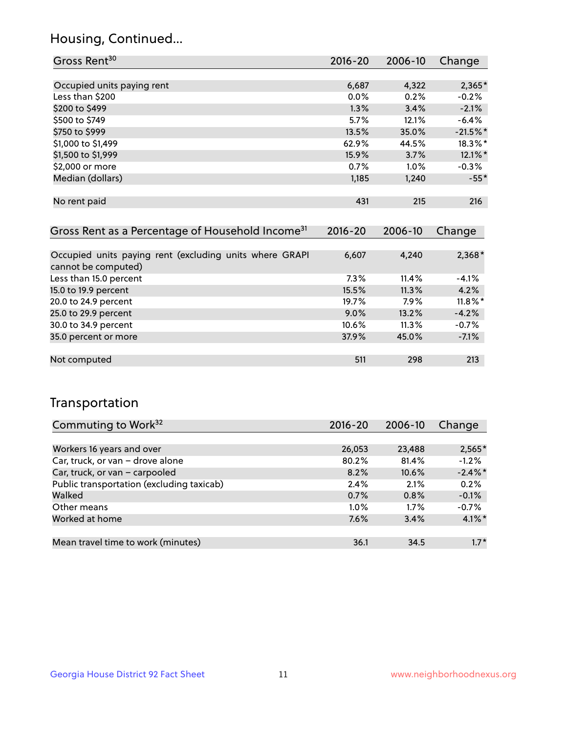## Housing, Continued...

| Gross Rent[30] | 2016-20 | 2006-10 | Change |
|---|---|---|---|
| Occupied units paying rent | 6,687 | 4,322 | 2,365* |
| Less than $200 | 0.0% | 0.2% | -0.2% |
| $200 to $499 | 1.3% | 3.4% | -2.1% |
| $500 to $749 | 5.7% | 12.1% | -6.4% |
| $750 to $999 | 13.5% | 35.0% | -21.5%* |
| $1,000 to $1,499 | 62.9% | 44.5% | 18.3%* |
| $1,500 to $1,999 | 15.9% | 3.7% | 12.1%* |
| $2,000 or more | 0.7% | 1.0% | -0.3% |
| Median (dollars) | 1,185 | 1,240 | -55* |
| No rent paid | 431 | 215 | 216 |

| Gross Rent as a Percentage of Household Income[31] | 2016-20 | 2006-10 | Change |
|---|---|---|---|
| Occupied units paying rent (excluding units where GRAPI cannot be computed) | 6,607 | 4,240 | 2,368* |
| Less than 15.0 percent | 7.3% | 11.4% | -4.1% |
| 15.0 to 19.9 percent | 15.5% | 11.3% | 4.2% |
| 20.0 to 24.9 percent | 19.7% | 7.9% | 11.8%* |
| 25.0 to 29.9 percent | 9.0% | 13.2% | -4.2% |
| 30.0 to 34.9 percent | 10.6% | 11.3% | -0.7% |
| 35.0 percent or more | 37.9% | 45.0% | -7.1% |
| Not computed | 511 | 298 | 213 |

## Transportation

| Commuting to Work[32] | 2016-20 | 2006-10 | Change |
|---|---|---|---|
| Workers 16 years and over | 26,053 | 23,488 | 2,565* |
| Car, truck, or van – drove alone | 80.2% | 81.4% | -1.2% |
| Car, truck, or van – carpooled | 8.2% | 10.6% | -2.4%* |
| Public transportation (excluding taxicab) | 2.4% | 2.1% | 0.2% |
| Walked | 0.7% | 0.8% | -0.1% |
| Other means | 1.0% | 1.7% | -0.7% |
| Worked at home | 7.6% | 3.4% | 4.1%* |
| Mean travel time to work (minutes) | 36.1 | 34.5 | 1.7* |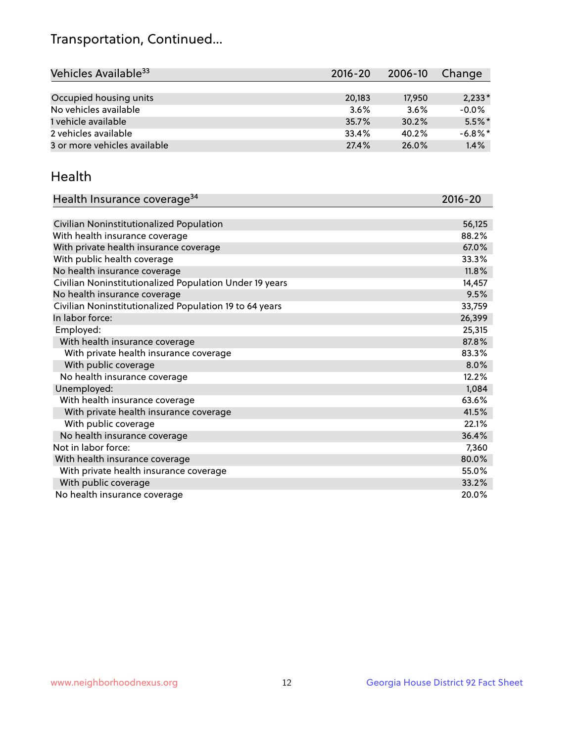# Transportation, Continued...

| Vehicles Available[33] | 2016-20 | 2006-10 | Change |
|---|---|---|---|
| Occupied housing units | 20,183 | 17,950 | 2,233* |
| No vehicles available | 3.6% | 3.6% | -0.0% |
| 1 vehicle available | 35.7% | 30.2% | 5.5%* |
| 2 vehicles available | 33.4% | 40.2% | -6.8%* |
| 3 or more vehicles available | 27.4% | 26.0% | 1.4% |

## Health

| Health Insurance coverage[34] | 2016-20 |
|---|---|
| Civilian Noninstitutionalized Population | 56,125 |
| With health insurance coverage | 88.2% |
| With private health insurance coverage | 67.0% |
| With public health coverage | 33.3% |
| No health insurance coverage | 11.8% |
| Civilian Noninstitutionalized Population Under 19 years | 14,457 |
| No health insurance coverage | 9.5% |
| Civilian Noninstitutionalized Population 19 to 64 years | 33,759 |
| In labor force: | 26,399 |
| Employed: | 25,315 |
| With health insurance coverage | 87.8% |
| With private health insurance coverage | 83.3% |
| With public coverage | 8.0% |
| No health insurance coverage | 12.2% |
| Unemployed: | 1,084 |
| With health insurance coverage | 63.6% |
| With private health insurance coverage | 41.5% |
| With public coverage | 22.1% |
| No health insurance coverage | 36.4% |
| Not in labor force: | 7,360 |
| With health insurance coverage | 80.0% |
| With private health insurance coverage | 55.0% |
| With public coverage | 33.2% |
| No health insurance coverage | 20.0% |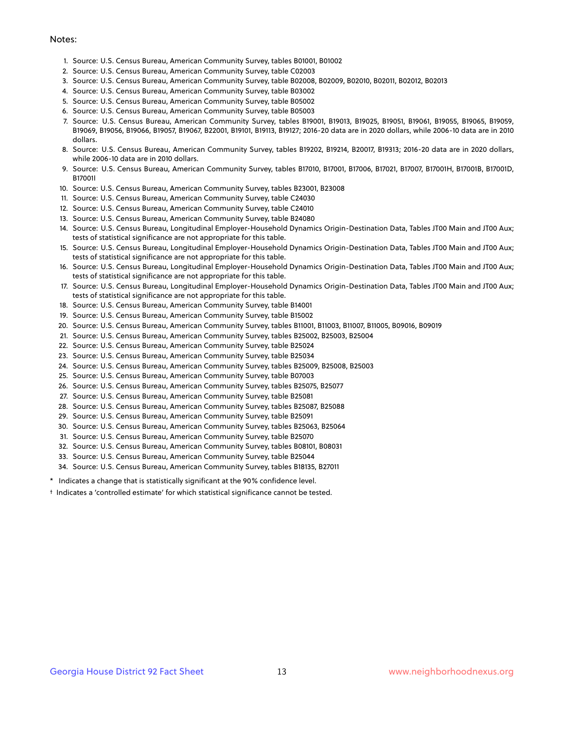Notes:

1. Source: U.S. Census Bureau, American Community Survey, tables B01001, B01002
2. Source: U.S. Census Bureau, American Community Survey, table C02003
3. Source: U.S. Census Bureau, American Community Survey, table B02008, B02009, B02010, B02011, B02012, B02013
4. Source: U.S. Census Bureau, American Community Survey, table B03002
5. Source: U.S. Census Bureau, American Community Survey, table B05002
6. Source: U.S. Census Bureau, American Community Survey, table B05003
7. Source: U.S. Census Bureau, American Community Survey, tables B19001, B19013, B19025, B19051, B19061, B19055, B19065, B19059, B19069, B19056, B19066, B19057, B19067, B22001, B19101, B19113, B19127; 2016-20 data are in 2020 dollars, while 2006-10 data are in 2010 dollars.
8. Source: U.S. Census Bureau, American Community Survey, tables B19202, B19214, B20017, B19313; 2016-20 data are in 2020 dollars, while 2006-10 data are in 2010 dollars.
9. Source: U.S. Census Bureau, American Community Survey, tables B17010, B17001, B17006, B17021, B17007, B17001H, B17001B, B17001D, B17001I
10. Source: U.S. Census Bureau, American Community Survey, tables B23001, B23008
11. Source: U.S. Census Bureau, American Community Survey, table C24030
12. Source: U.S. Census Bureau, American Community Survey, table C24010
13. Source: U.S. Census Bureau, American Community Survey, table B24080
14. Source: U.S. Census Bureau, Longitudinal Employer-Household Dynamics Origin-Destination Data, Tables JT00 Main and JT00 Aux; tests of statistical significance are not appropriate for this table.
15. Source: U.S. Census Bureau, Longitudinal Employer-Household Dynamics Origin-Destination Data, Tables JT00 Main and JT00 Aux; tests of statistical significance are not appropriate for this table.
16. Source: U.S. Census Bureau, Longitudinal Employer-Household Dynamics Origin-Destination Data, Tables JT00 Main and JT00 Aux; tests of statistical significance are not appropriate for this table.
17. Source: U.S. Census Bureau, Longitudinal Employer-Household Dynamics Origin-Destination Data, Tables JT00 Main and JT00 Aux; tests of statistical significance are not appropriate for this table.
18. Source: U.S. Census Bureau, American Community Survey, table B14001
19. Source: U.S. Census Bureau, American Community Survey, table B15002
20. Source: U.S. Census Bureau, American Community Survey, tables B11001, B11003, B11007, B11005, B09016, B09019
21. Source: U.S. Census Bureau, American Community Survey, tables B25002, B25003, B25004
22. Source: U.S. Census Bureau, American Community Survey, table B25024
23. Source: U.S. Census Bureau, American Community Survey, table B25034
24. Source: U.S. Census Bureau, American Community Survey, tables B25009, B25008, B25003
25. Source: U.S. Census Bureau, American Community Survey, table B07003
26. Source: U.S. Census Bureau, American Community Survey, tables B25075, B25077
27. Source: U.S. Census Bureau, American Community Survey, table B25081
28. Source: U.S. Census Bureau, American Community Survey, tables B25087, B25088
29. Source: U.S. Census Bureau, American Community Survey, table B25091
30. Source: U.S. Census Bureau, American Community Survey, tables B25063, B25064
31. Source: U.S. Census Bureau, American Community Survey, table B25070
32. Source: U.S. Census Bureau, American Community Survey, tables B08101, B08031
33. Source: U.S. Census Bureau, American Community Survey, table B25044
34. Source: U.S. Census Bureau, American Community Survey, tables B18135, B27011

\* Indicates a change that is statistically significant at the 90% confidence level.

† Indicates a 'controlled estimate' for which statistical significance cannot be tested.